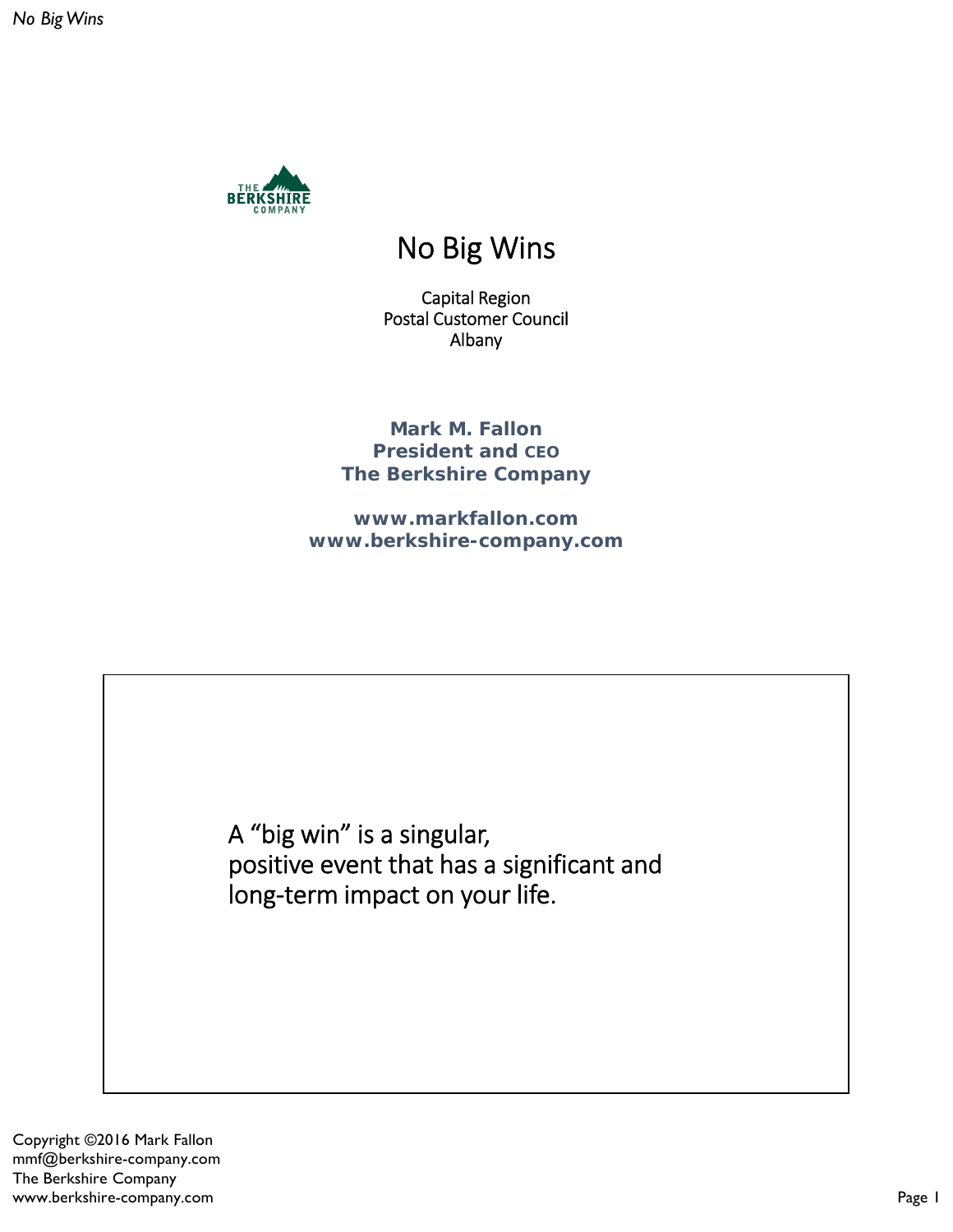THE BERKSHIRE COMPANY

# No Big Wins

Capital Region
Postal Customer Council
Albany

**Mark M. Fallon**
**President and CEO**
**The Berkshire Company**

**www.markfallon.com**
**www.berkshire-company.com**

A “big win” is a singular, positive event that has a significant and long-term impact on your life.

Copyright ©2016 Mark Fallon
mmf@berkshire-company.com
The Berkshire Company
www.berkshire-company.com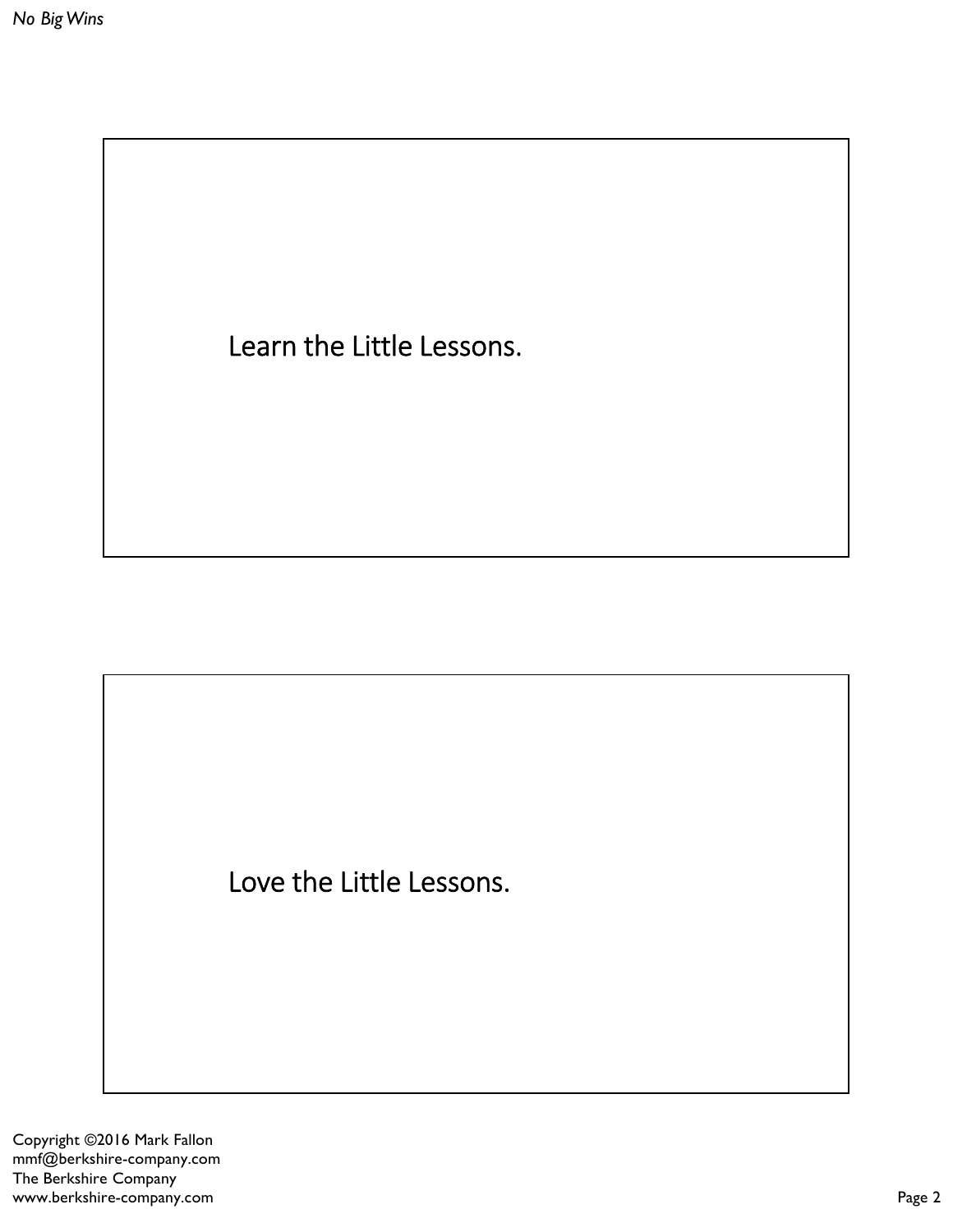Learn the Little Lessons.

Love the Little Lessons.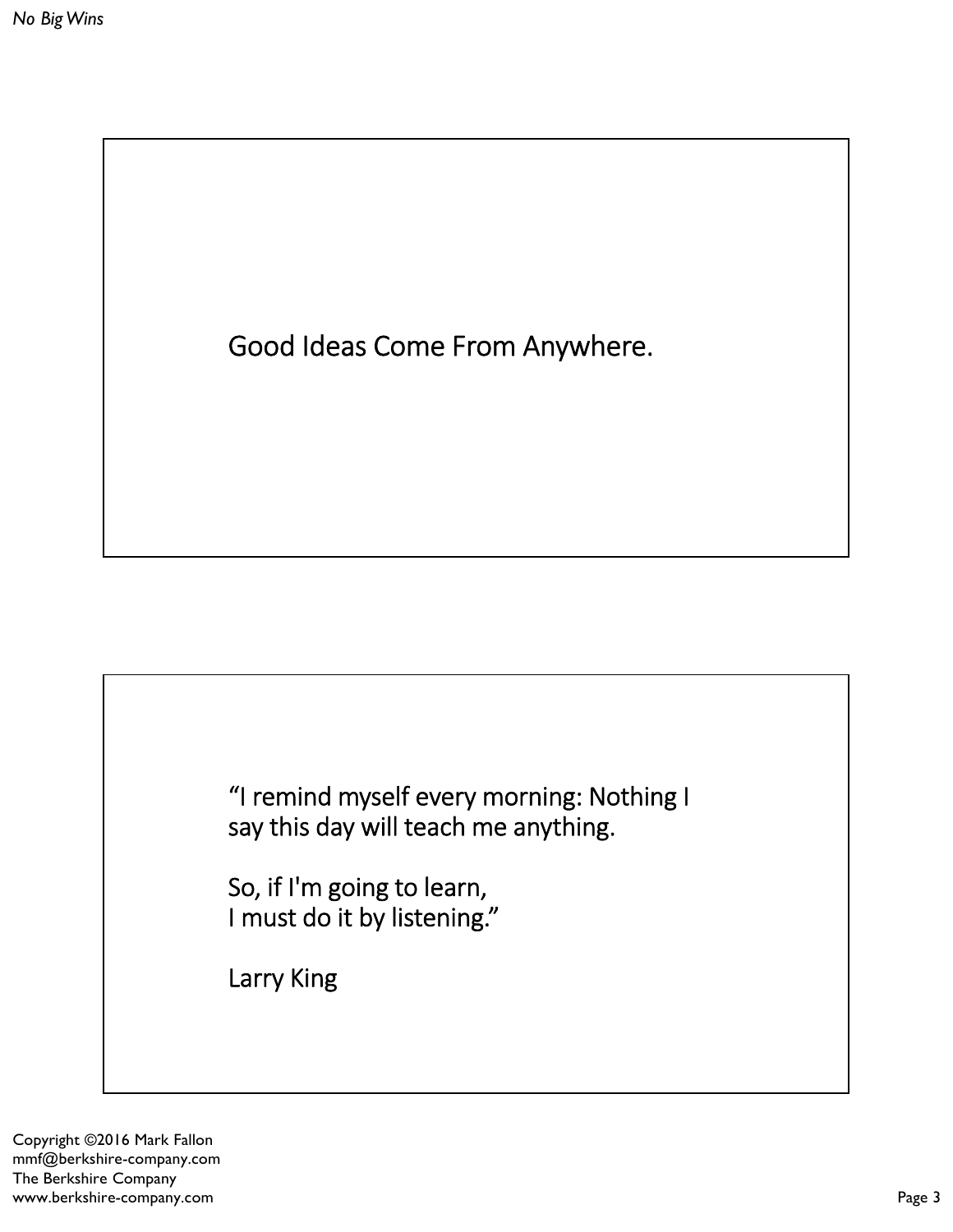Good Ideas Come From Anywhere.

"I remind myself every morning: Nothing I say this day will teach me anything.

So, if I'm going to learn, I must do it by listening."

Larry King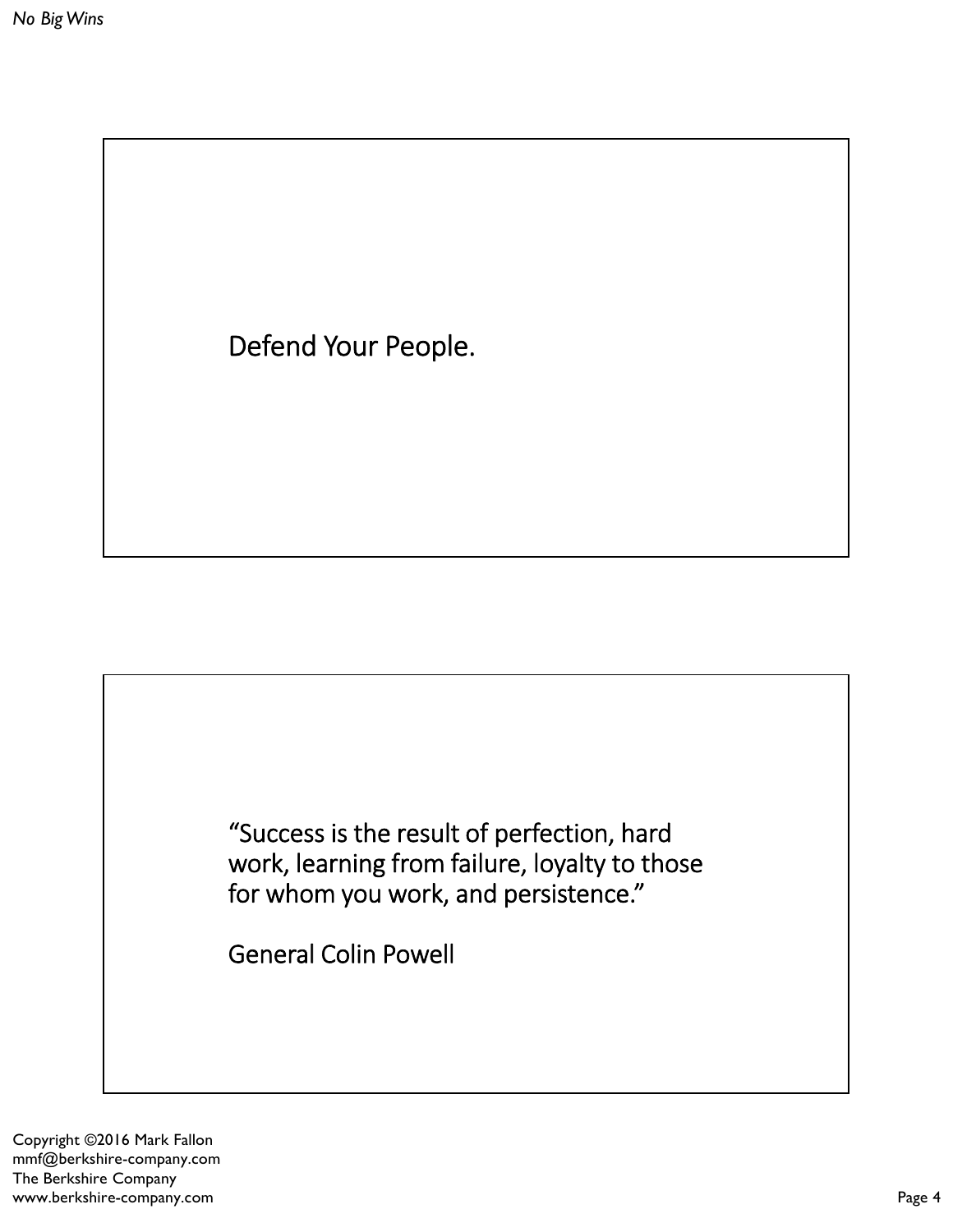Defend Your People.

"Success is the result of perfection, hard work, learning from failure, loyalty to those for whom you work, and persistence."

General Colin Powell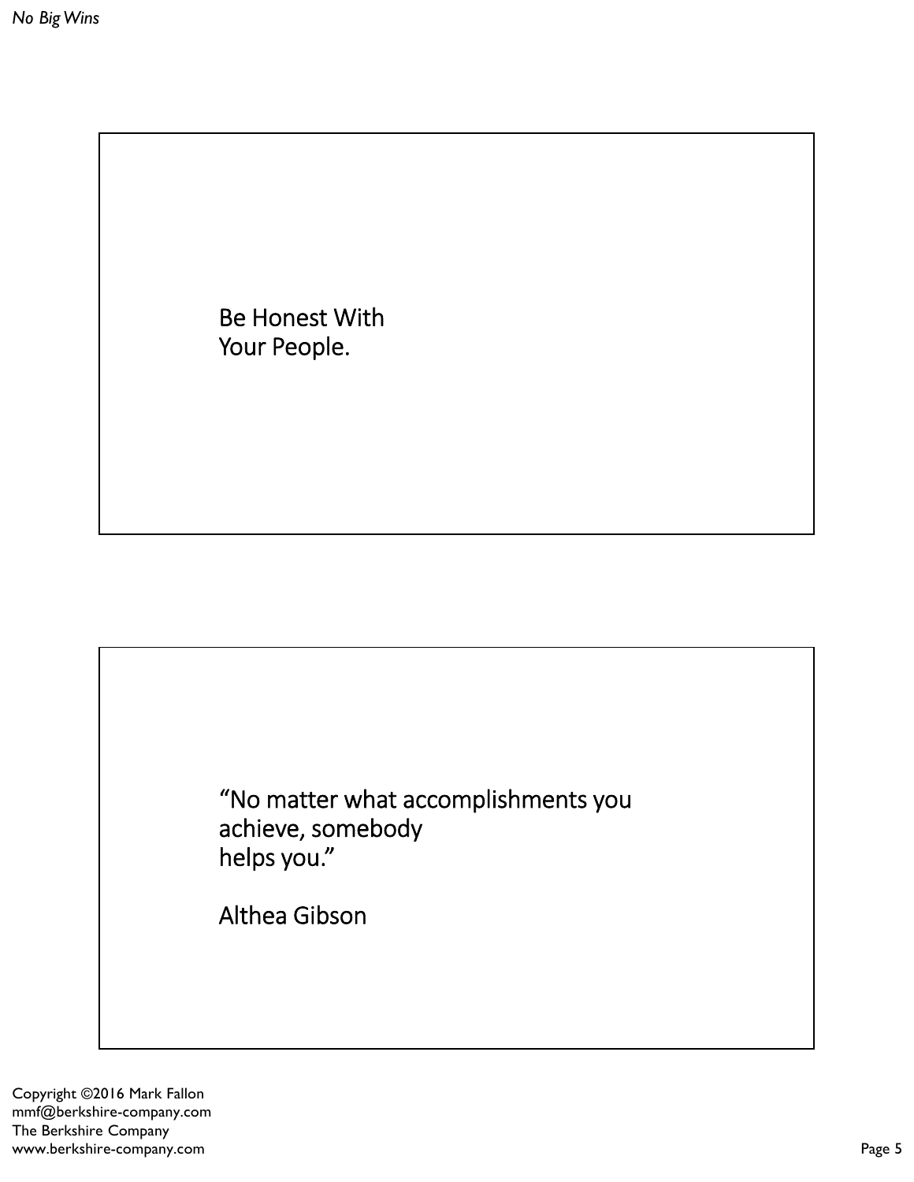Be Honest With
Your People.

"No matter what accomplishments you achieve, somebody helps you."

Althea Gibson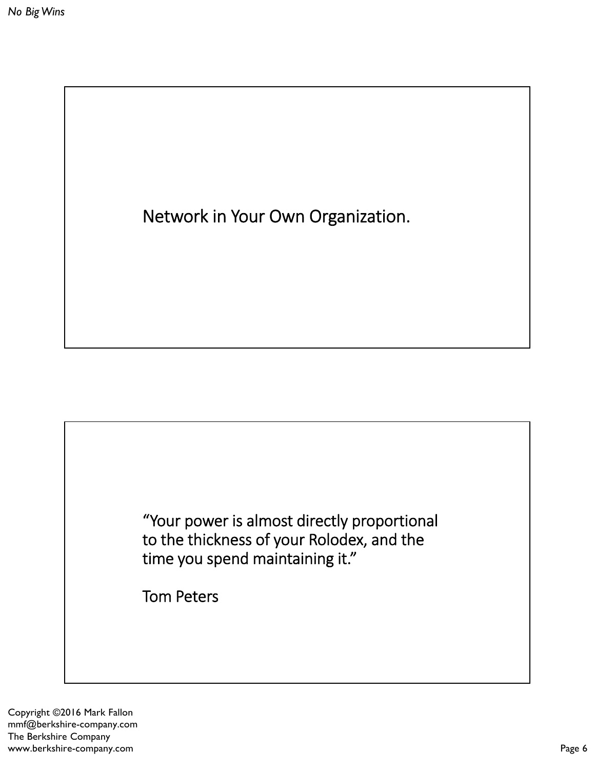Network in Your Own Organization.

"Your power is almost directly proportional to the thickness of your Rolodex, and the time you spend maintaining it."

Tom Peters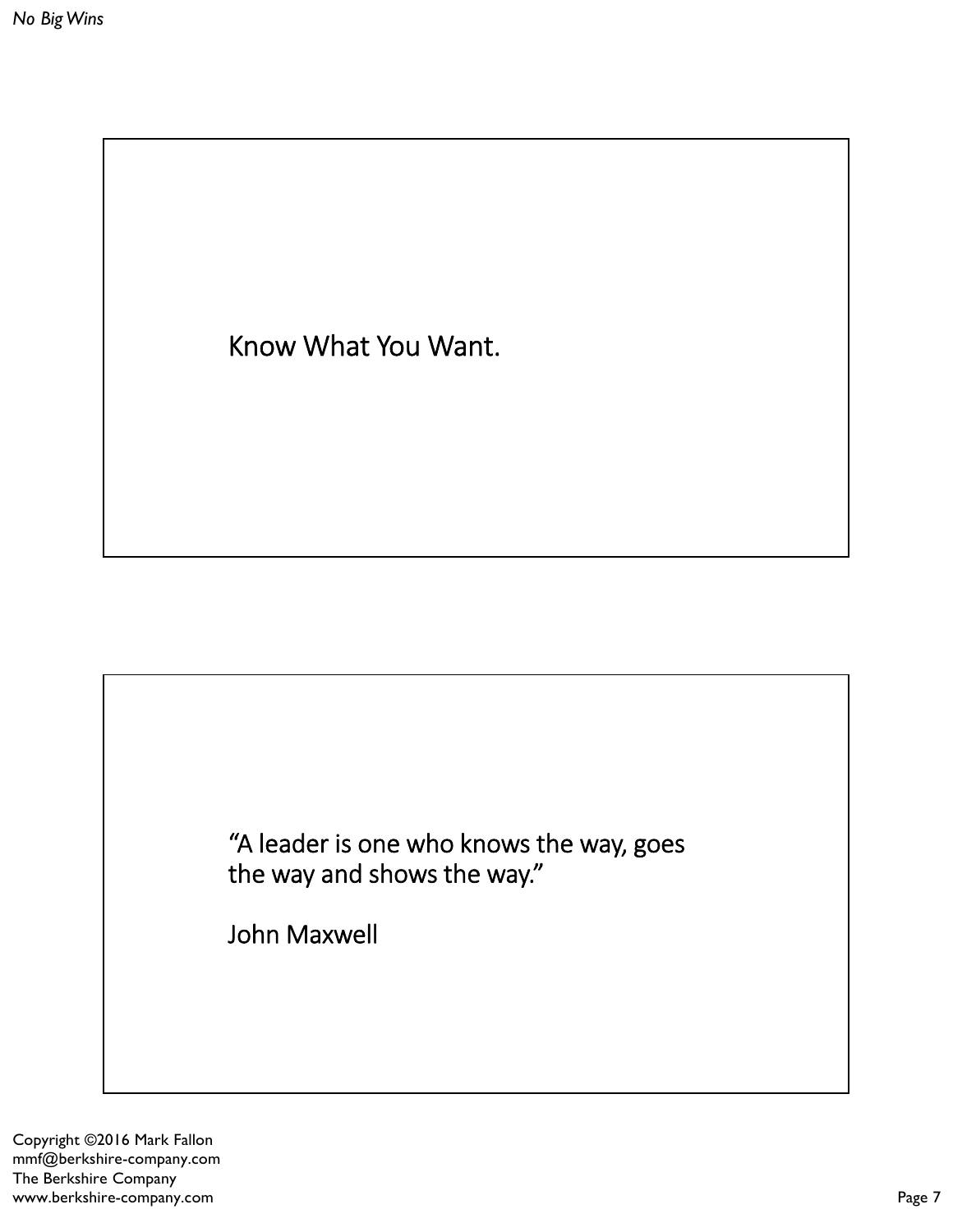Know What You Want.

"A leader is one who knows the way, goes the way and shows the way."

John Maxwell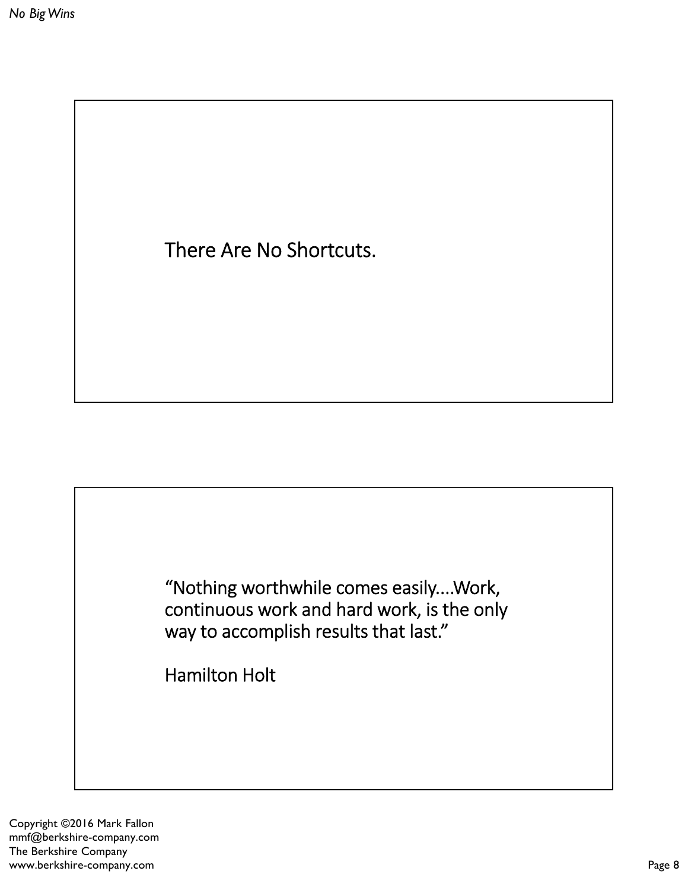There Are No Shortcuts.

“Nothing worthwhile comes easily….Work, continuous work and hard work, is the only way to accomplish results that last.”

Hamilton Holt

Copyright ©2016 Mark Fallon
mmf@berkshire-company.com
The Berkshire Company
www.berkshire-company.com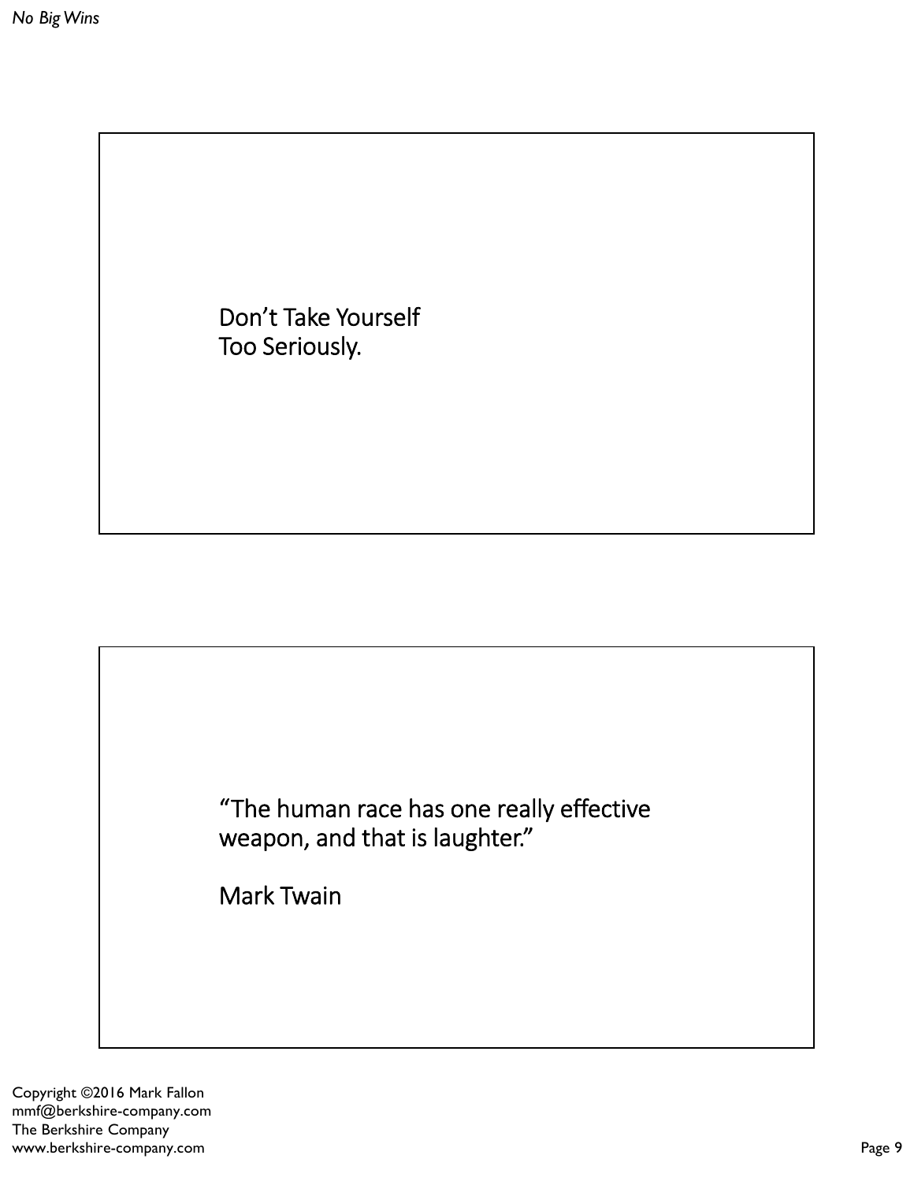Don't Take Yourself
Too Seriously.

"The human race has one really effective weapon, and that is laughter."

Mark Twain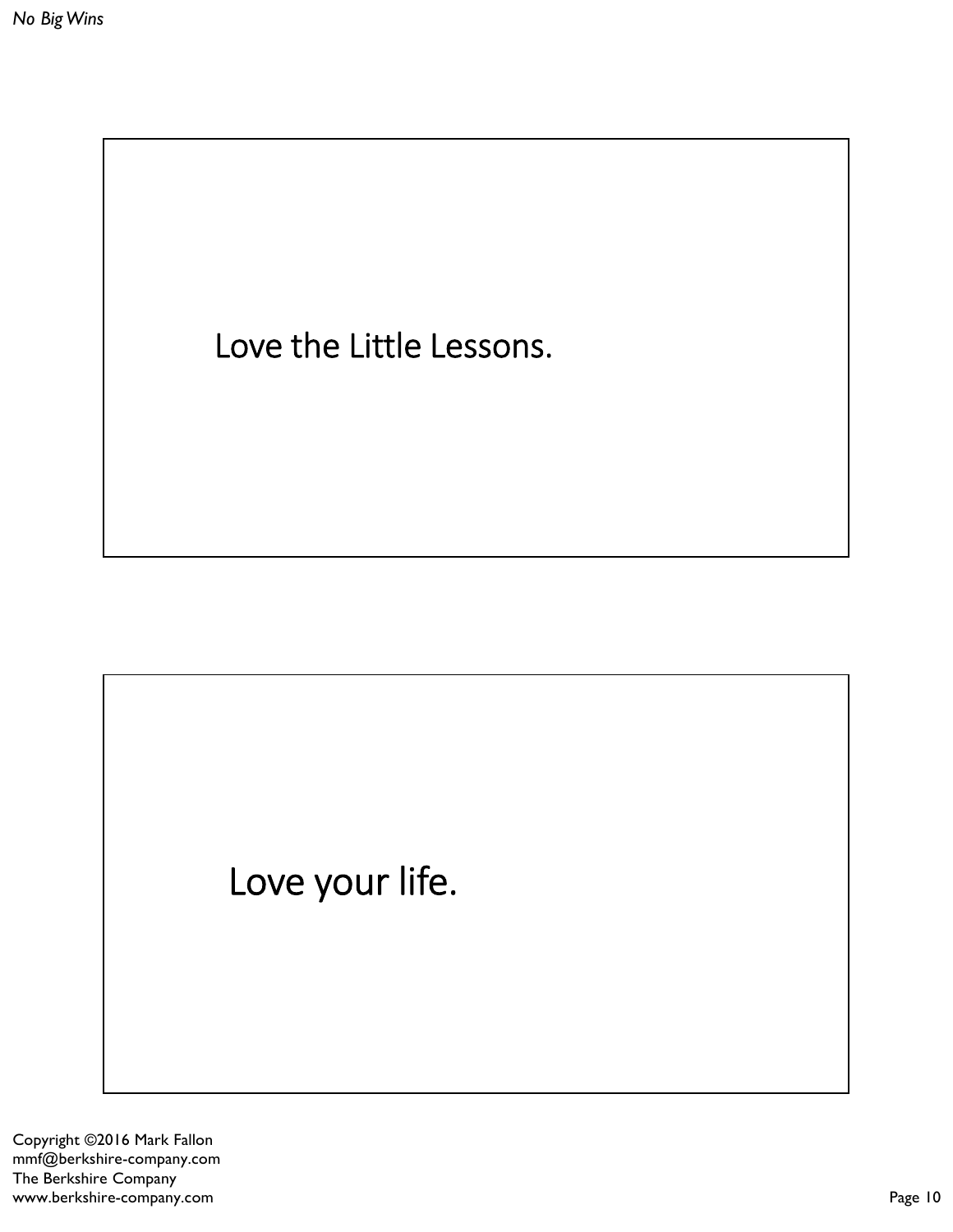Love the Little Lessons.

Love your life.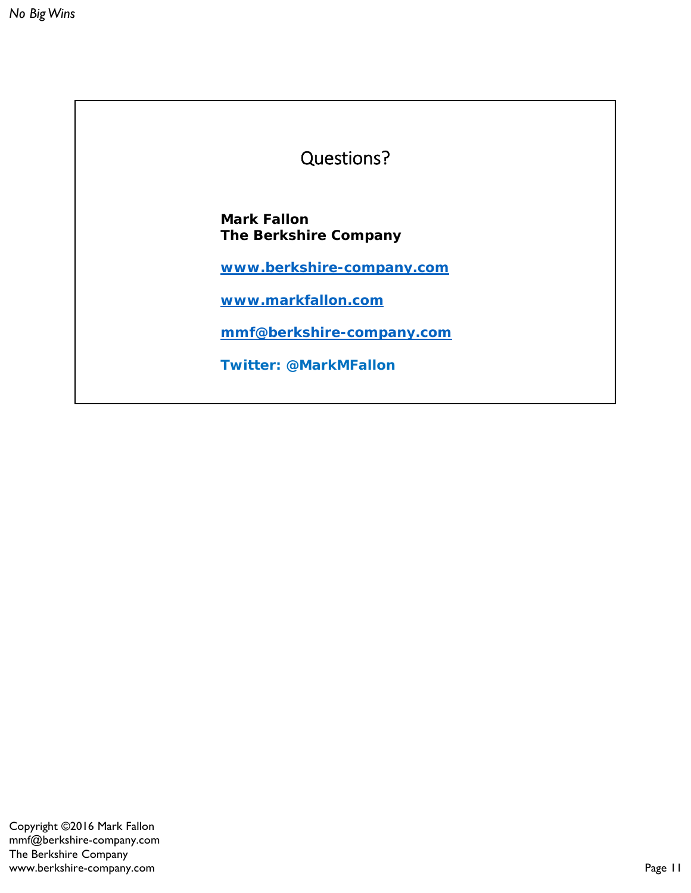## Questions?

**Mark Fallon**
**The Berkshire Company**

**www.berkshire-company.com**

**www.markfallon.com**

**mmf@berkshire-company.com**

**Twitter: @MarkMFallon**